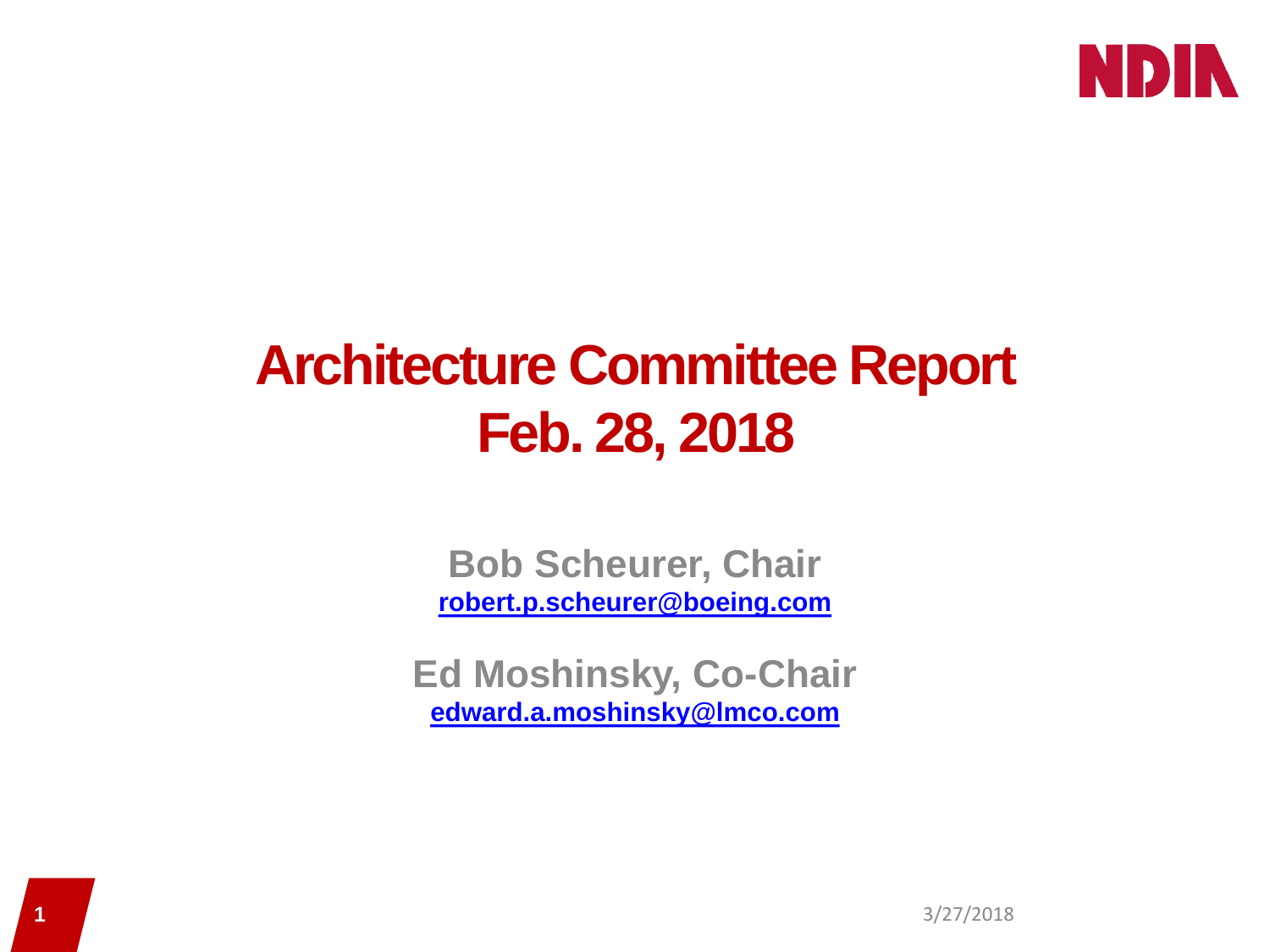# Architecture Committee Report
# Feb. 28, 2018

**Bob Scheurer, Chair**
**robert.p.scheurer@boeing.com**

**Ed Moshinsky, Co-Chair**
**edward.a.moshinsky@lmco.com**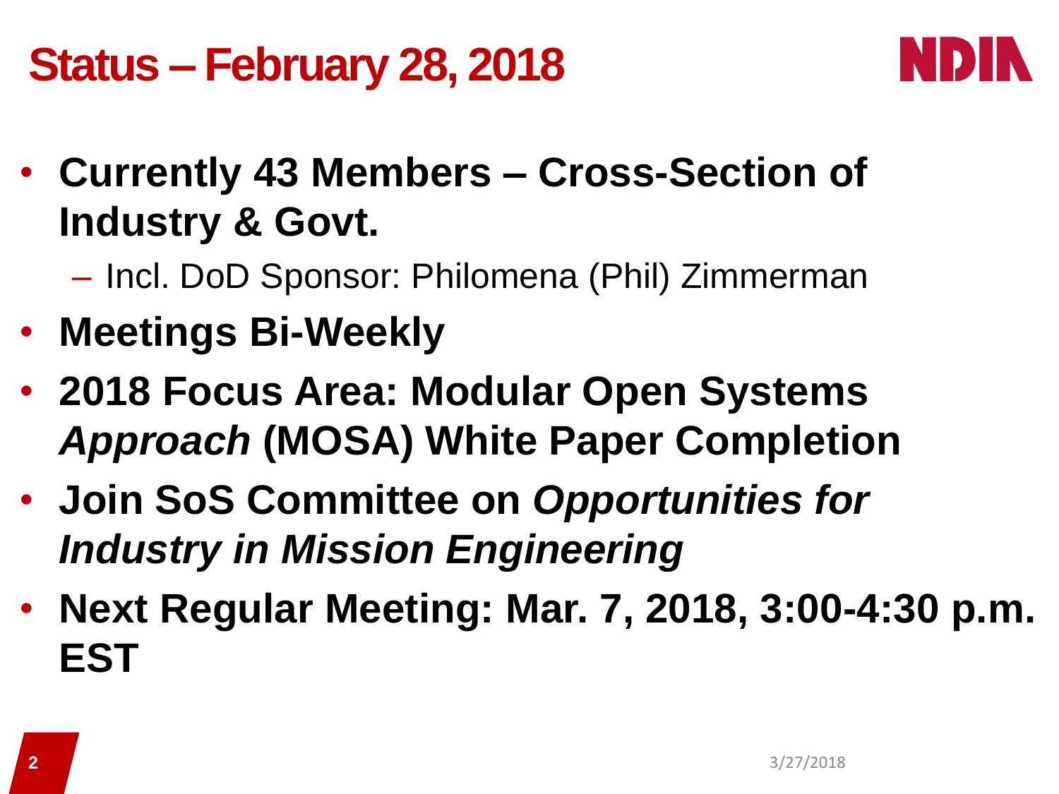# Status – February 28, 2018

- **Currently 43 Members – Cross-Section of Industry & Govt.**
  - Incl. DoD Sponsor: Philomena (Phil) Zimmerman
- **Meetings Bi-Weekly**
- **2018 Focus Area: Modular Open Systems *Approach* (MOSA) White Paper Completion**
- **Join SoS Committee on *Opportunities for Industry in Mission Engineering***
- **Next Regular Meeting: Mar. 7, 2018, 3:00-4:30 p.m. EST**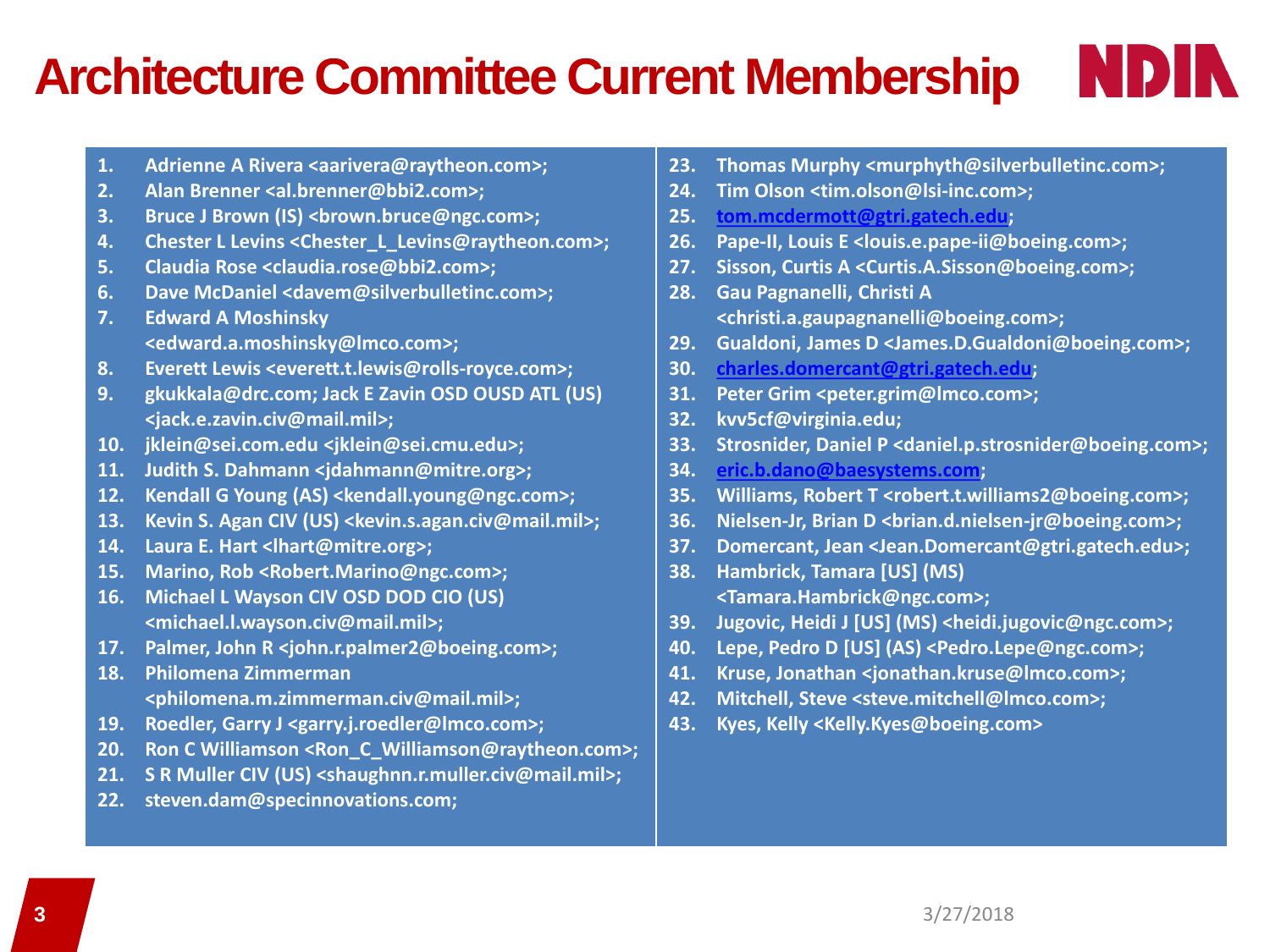# Architecture Committee Current Membership

1. Adrienne A Rivera <aarivera@raytheon.com>;
2. Alan Brenner <al.brenner@bbi2.com>;
3. Bruce J Brown (IS) <brown.bruce@ngc.com>;
4. Chester L Levins <Chester_L_Levins@raytheon.com>;
5. Claudia Rose <claudia.rose@bbi2.com>;
6. Dave McDaniel <davem@silverbulletinc.com>;
7. Edward A Moshinsky <edward.a.moshinsky@lmco.com>;
8. Everett Lewis <everett.t.lewis@rolls-royce.com>;
9. gkukkala@drc.com; Jack E Zavin OSD OUSD ATL (US) <jack.e.zavin.civ@mail.mil>;
10. jklein@sei.com.edu <jklein@sei.cmu.edu>;
11. Judith S. Dahmann <jdahmann@mitre.org>;
12. Kendall G Young (AS) <kendall.young@ngc.com>;
13. Kevin S. Agan CIV (US) <kevin.s.agan.civ@mail.mil>;
14. Laura E. Hart <lhart@mitre.org>;
15. Marino, Rob <Robert.Marino@ngc.com>;
16. Michael L Wayson CIV OSD DOD CIO (US) <michael.l.wayson.civ@mail.mil>;
17. Palmer, John R <john.r.palmer2@boeing.com>;
18. Philomena Zimmerman <philomena.m.zimmerman.civ@mail.mil>;
19. Roedler, Garry J <garry.j.roedler@lmco.com>;
20. Ron C Williamson <Ron_C_Williamson@raytheon.com>;
21. S R Muller CIV (US) <shaughnn.r.muller.civ@mail.mil>;
22. steven.dam@specinnovations.com;
23. Thomas Murphy <murphyth@silverbulletinc.com>;
24. Tim Olson <tim.olson@lsi-inc.com>;
25. tom.mcdermott@gtri.gatech.edu;
26. Pape-II, Louis E <louis.e.pape-ii@boeing.com>;
27. Sisson, Curtis A <Curtis.A.Sisson@boeing.com>;
28. Gau Pagnanelli, Christi A <christi.a.gaupagnanelli@boeing.com>;
29. Gualdoni, James D <James.D.Gualdoni@boeing.com>;
30. charles.domercant@gtri.gatech.edu;
31. Peter Grim <peter.grim@lmco.com>;
32. kvv5cf@virginia.edu;
33. Strosnider, Daniel P <daniel.p.strosnider@boeing.com>;
34. eric.b.dano@baesystems.com;
35. Williams, Robert T <robert.t.williams2@boeing.com>;
36. Nielsen-Jr, Brian D <brian.d.nielsen-jr@boeing.com>;
37. Domercant, Jean <Jean.Domercant@gtri.gatech.edu>;
38. Hambrick, Tamara [US] (MS) <Tamara.Hambrick@ngc.com>;
39. Jugovic, Heidi J [US] (MS) <heidi.jugovic@ngc.com>;
40. Lepe, Pedro D [US] (AS) <Pedro.Lepe@ngc.com>;
41. Kruse, Jonathan <jonathan.kruse@lmco.com>;
42. Mitchell, Steve <steve.mitchell@lmco.com>;
43. Kyes, Kelly <Kelly.Kyes@boeing.com>

3/27/2018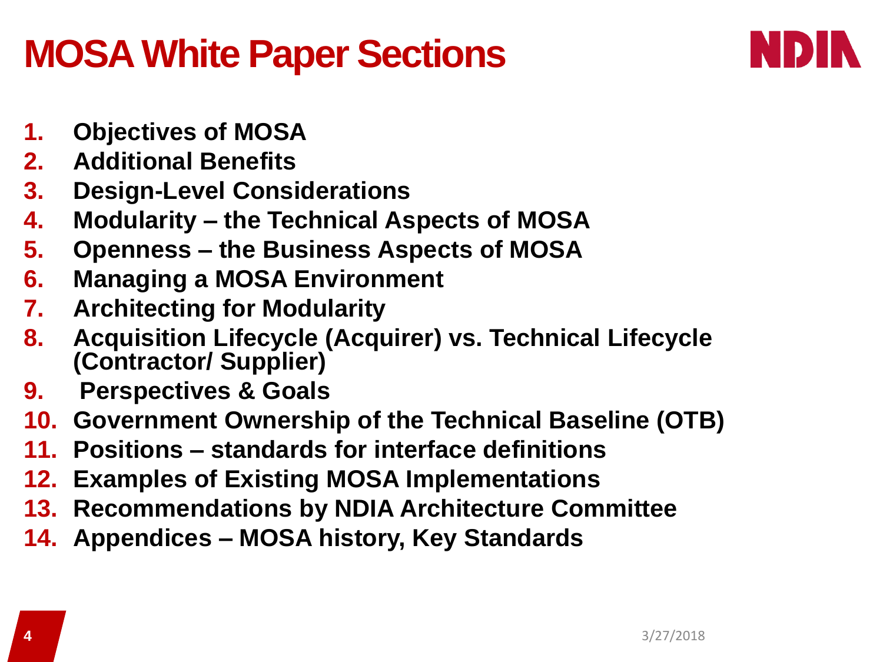# MOSA White Paper Sections

1. **Objectives of MOSA**
2. **Additional Benefits**
3. **Design-Level Considerations**
4. **Modularity – the Technical Aspects of MOSA**
5. **Openness – the Business Aspects of MOSA**
6. **Managing a MOSA Environment**
7. **Architecting for Modularity**
8. **Acquisition Lifecycle (Acquirer) vs. Technical Lifecycle (Contractor/ Supplier)**
9. **Perspectives & Goals**
10. **Government Ownership of the Technical Baseline (OTB)**
11. **Positions – standards for interface definitions**
12. **Examples of Existing MOSA Implementations**
13. **Recommendations by NDIA Architecture Committee**
14. **Appendices – MOSA history, Key Standards**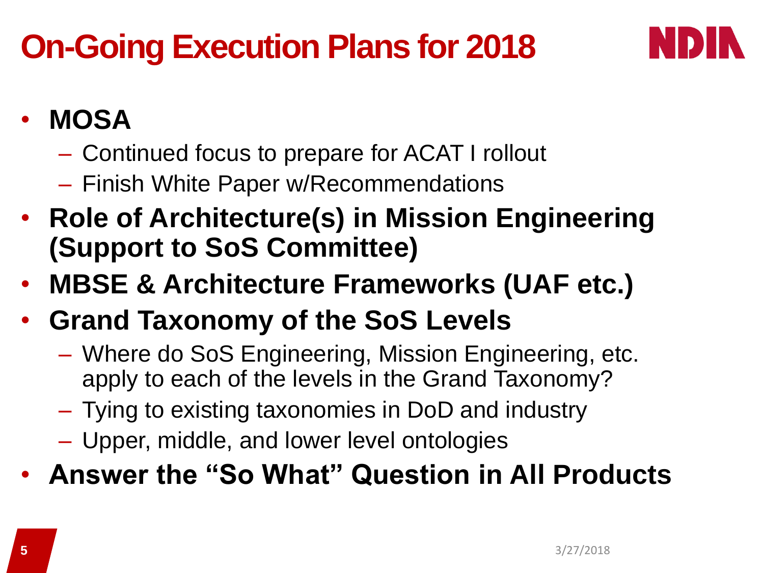# On-Going Execution Plans for 2018

- **MOSA**
  - Continued focus to prepare for ACAT I rollout
  - Finish White Paper w/Recommendations
- **Role of Architecture(s) in Mission Engineering (Support to SoS Committee)**
- **MBSE & Architecture Frameworks (UAF etc.)**
- **Grand Taxonomy of the SoS Levels**
  - Where do SoS Engineering, Mission Engineering, etc. apply to each of the levels in the Grand Taxonomy?
  - Tying to existing taxonomies in DoD and industry
  - Upper, middle, and lower level ontologies
- **Answer the "So What" Question in All Products**